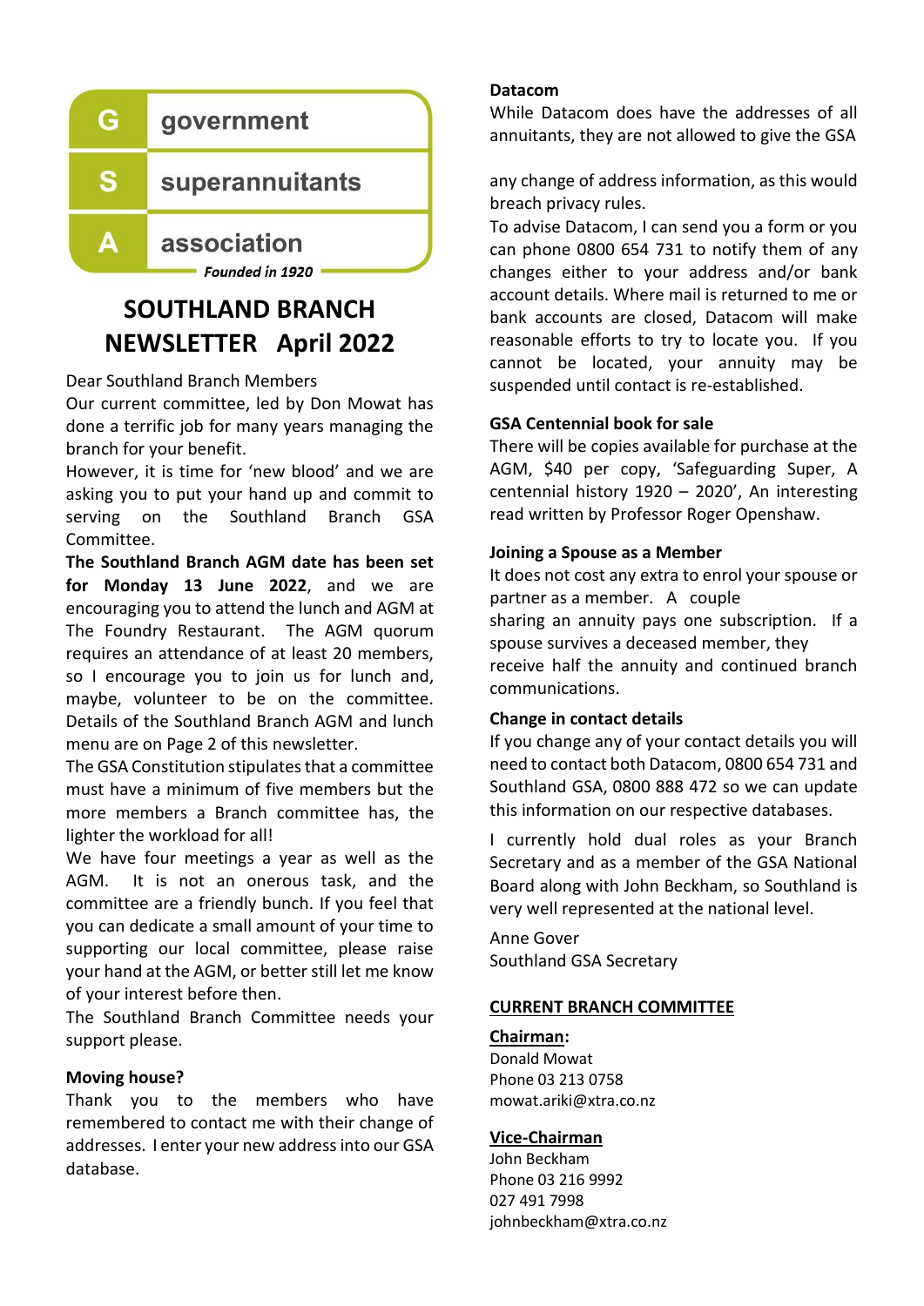**G** government
**S** superannuitants
**A** association
*Founded in 1920*

# SOUTHLAND BRANCH NEWSLETTER April 2022

Dear Southland Branch Members

Our current committee, led by Don Mowat has done a terrific job for many years managing the branch for your benefit.

However, it is time for 'new blood' and we are asking you to put your hand up and commit to serving on the Southland Branch GSA Committee.

**The Southland Branch AGM date has been set for Monday 13 June 2022**, and we are encouraging you to attend the lunch and AGM at The Foundry Restaurant. The AGM quorum requires an attendance of at least 20 members, so I encourage you to join us for lunch and, maybe, volunteer to be on the committee. Details of the Southland Branch AGM and lunch menu are on Page 2 of this newsletter.

The GSA Constitution stipulates that a committee must have a minimum of five members but the more members a Branch committee has, the lighter the workload for all!

We have four meetings a year as well as the AGM. It is not an onerous task, and the committee are a friendly bunch. If you feel that you can dedicate a small amount of your time to supporting our local committee, please raise your hand at the AGM, or better still let me know of your interest before then.

The Southland Branch Committee needs your support please.

### Moving house?

Thank you to the members who have remembered to contact me with their change of addresses. I enter your new address into our GSA database.

### Datacom

While Datacom does have the addresses of all annuitants, they are not allowed to give the GSA any change of address information, as this would breach privacy rules.

To advise Datacom, I can send you a form or you can phone 0800 654 731 to notify them of any changes either to your address and/or bank account details. Where mail is returned to me or bank accounts are closed, Datacom will make reasonable efforts to try to locate you. If you cannot be located, your annuity may be suspended until contact is re-established.

### GSA Centennial book for sale

There will be copies available for purchase at the AGM, $40 per copy, 'Safeguarding Super, A centennial history 1920 – 2020', An interesting read written by Professor Roger Openshaw.

### Joining a Spouse as a Member

It does not cost any extra to enrol your spouse or partner as a member. A couple sharing an annuity pays one subscription. If a spouse survives a deceased member, they receive half the annuity and continued branch communications.

### Change in contact details

If you change any of your contact details you will need to contact both Datacom, 0800 654 731 and Southland GSA, 0800 888 472 so we can update this information on our respective databases.

I currently hold dual roles as your Branch Secretary and as a member of the GSA National Board along with John Beckham, so Southland is very well represented at the national level.

Anne Gover
Southland GSA Secretary

## CURRENT BRANCH COMMITTEE

**Chairman:**
Donald Mowat
Phone 03 213 0758
mowat.ariki@xtra.co.nz

**Vice-Chairman**
John Beckham
Phone 03 216 9992
027 491 7998
johnbeckham@xtra.co.nz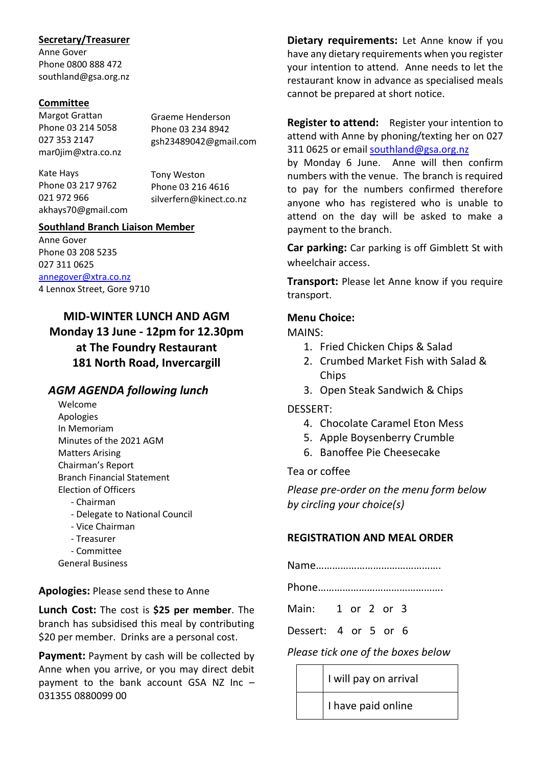**Secretary/Treasurer**
Anne Gover
Phone 0800 888 472
southland@gsa.org.nz

**Committee**

Margot Grattan
Phone 03 214 5058
027 353 2147
mar0jim@xtra.co.nz

Graeme Henderson
Phone 03 234 8942
gsh23489042@gmail.com

Kate Hays
Phone 03 217 9762
021 972 966
akhays70@gmail.com

Tony Weston
Phone 03 216 4616
silverfern@kinect.co.nz

**Southland Branch Liaison Member**
Anne Gover
Phone 03 208 5235
027 311 0625
annegover@xtra.co.nz
4 Lennox Street, Gore 9710

## MID-WINTER LUNCH AND AGM
## Monday 13 June - 12pm for 12.30pm
## at The Foundry Restaurant
## 181 North Road, Invercargill

### *AGM AGENDA following lunch*

Welcome
Apologies
In Memoriam
Minutes of the 2021 AGM
Matters Arising
Chairman's Report
Branch Financial Statement
Election of Officers
- Chairman
- Delegate to National Council
- Vice Chairman
- Treasurer
- Committee

General Business

**Apologies:** Please send these to Anne

**Lunch Cost:** The cost is **$25 per member**. The branch has subsidised this meal by contributing $20 per member. Drinks are a personal cost.

**Payment:** Payment by cash will be collected by Anne when you arrive, or you may direct debit payment to the bank account GSA NZ Inc – 031355 0880099 00

**Dietary requirements:** Let Anne know if you have any dietary requirements when you register your intention to attend. Anne needs to let the restaurant know in advance as specialised meals cannot be prepared at short notice.

**Register to attend:** Register your intention to attend with Anne by phoning/texting her on 027 311 0625 or email southland@gsa.org.nz by Monday 6 June. Anne will then confirm numbers with the venue. The branch is required to pay for the numbers confirmed therefore anyone who has registered who is unable to attend on the day will be asked to make a payment to the branch.

**Car parking:** Car parking is off Gimblett St with wheelchair access.

**Transport:** Please let Anne know if you require transport.

**Menu Choice:**

MAINS:

1. Fried Chicken Chips & Salad
2. Crumbed Market Fish with Salad & Chips
3. Open Steak Sandwich & Chips

DESSERT:

4. Chocolate Caramel Eton Mess
5. Apple Boysenberry Crumble
6. Banoffee Pie Cheesecake

Tea or coffee

*Please pre-order on the menu form below by circling your choice(s)*

**REGISTRATION AND MEAL ORDER**

Name……………………………………….

Phone……………………………………….

Main: 1 or 2 or 3

Dessert: 4 or 5 or 6

*Please tick one of the boxes below*

| | |
|---|---|
| | I will pay on arrival |
| | I have paid online |